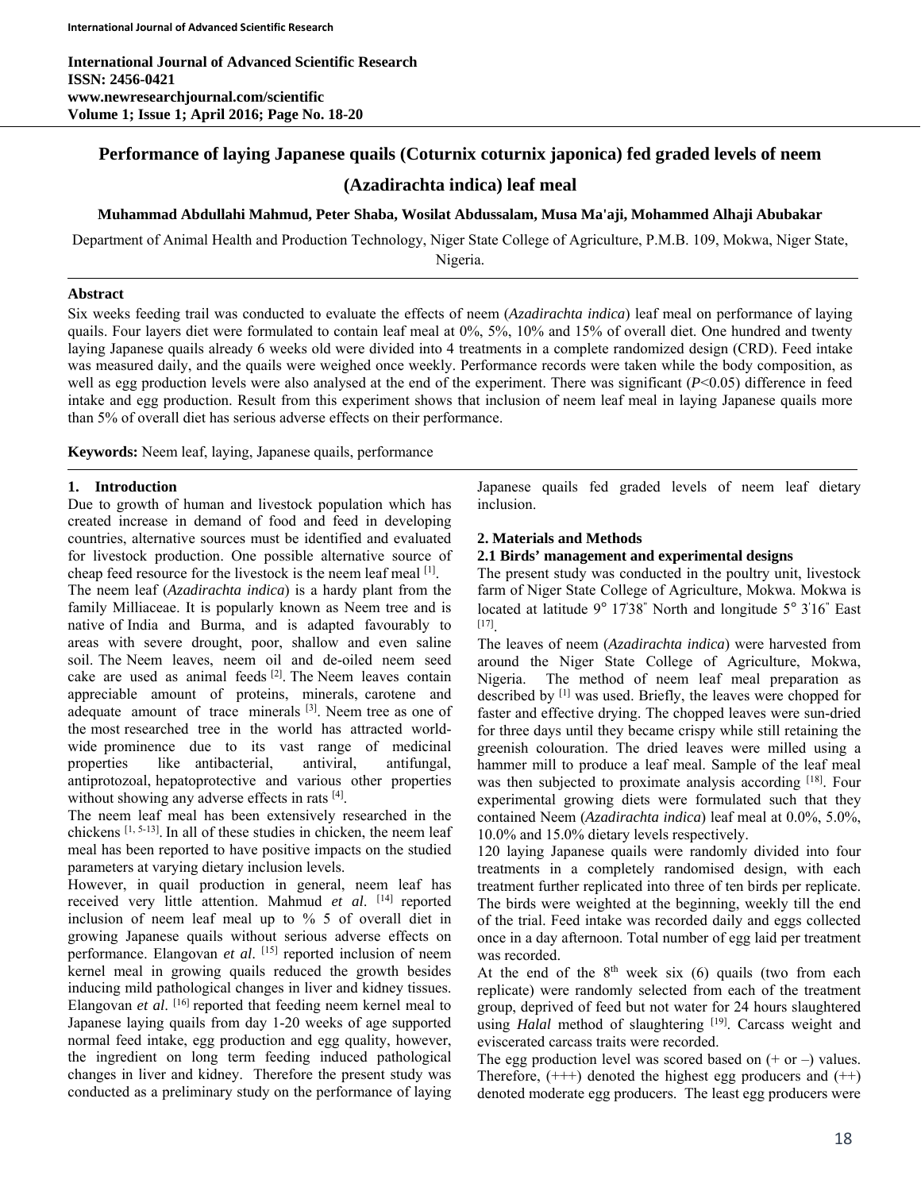# Performance of laying Japanese quails (Coturnix coturnix japonica) fed graded levels of neem (Azadirachta indica) leaf meal

**Muhammad Abdullahi Mahmud, Peter Shaba, Wosilat Abdussalam, Musa Ma'aji, Mohammed Alhaji Abubakar**

Department of Animal Health and Production Technology, Niger State College of Agriculture, P.M.B. 109, Mokwa, Niger State, Nigeria.

## Abstract

Six weeks feeding trail was conducted to evaluate the effects of neem (*Azadirachta indica*) leaf meal on performance of laying quails. Four layers diet were formulated to contain leaf meal at 0%, 5%, 10% and 15% of overall diet. One hundred and twenty laying Japanese quails already 6 weeks old were divided into 4 treatments in a complete randomized design (CRD). Feed intake was measured daily, and the quails were weighed once weekly. Performance records were taken while the body composition, as well as egg production levels were also analysed at the end of the experiment. There was significant ($P<0.05$) difference in feed intake and egg production. Result from this experiment shows that inclusion of neem leaf meal in laying Japanese quails more than 5% of overall diet has serious adverse effects on their performance.

**Keywords:** Neem leaf, laying, Japanese quails, performance

## 1. Introduction

Due to growth of human and livestock population which has created increase in demand of food and feed in developing countries, alternative sources must be identified and evaluated for livestock production. One possible alternative source of cheap feed resource for the livestock is the neem leaf meal [1].

The neem leaf (*Azadirachta indica*) is a hardy plant from the family Milliaceae. It is popularly known as Neem tree and is native of India and Burma, and is adapted favourably to areas with severe drought, poor, shallow and even saline soil. The Neem leaves, neem oil and de-oiled neem seed cake are used as animal feeds [2]. The Neem leaves contain appreciable amount of proteins, minerals, carotene and adequate amount of trace minerals [3]. Neem tree as one of the most researched tree in the world has attracted world-wide prominence due to its vast range of medicinal properties like antibacterial, antiviral, antifungal, antiprotozoal, hepatoprotective and various other properties without showing any adverse effects in rats [4].

The neem leaf meal has been extensively researched in the chickens [1, 5-13]. In all of these studies in chicken, the neem leaf meal has been reported to have positive impacts on the studied parameters at varying dietary inclusion levels.

However, in quail production in general, neem leaf has received very little attention. Mahmud *et al*. [14] reported inclusion of neem leaf meal up to % 5 of overall diet in growing Japanese quails without serious adverse effects on performance. Elangovan *et al*. [15] reported inclusion of neem kernel meal in growing quails reduced the growth besides inducing mild pathological changes in liver and kidney tissues. Elangovan *et al*. [16] reported that feeding neem kernel meal to Japanese laying quails from day 1-20 weeks of age supported normal feed intake, egg production and egg quality, however, the ingredient on long term feeding induced pathological changes in liver and kidney. Therefore the present study was conducted as a preliminary study on the performance of laying Japanese quails fed graded levels of neem leaf dietary inclusion.

## 2. Materials and Methods

### 2.1 Birds' management and experimental designs

The present study was conducted in the poultry unit, livestock farm of Niger State College of Agriculture, Mokwa. Mokwa is located at latitude 9° 17'38" North and longitude 5° 3'16" East [17].

The leaves of neem (*Azadirachta indica*) were harvested from around the Niger State College of Agriculture, Mokwa, Nigeria. The method of neem leaf meal preparation as described by [1] was used. Briefly, the leaves were chopped for faster and effective drying. The chopped leaves were sun-dried for three days until they became crispy while still retaining the greenish colouration. The dried leaves were milled using a hammer mill to produce a leaf meal. Sample of the leaf meal was then subjected to proximate analysis according [18]. Four experimental growing diets were formulated such that they contained Neem (*Azadirachta indica*) leaf meal at 0.0%, 5.0%, 10.0% and 15.0% dietary levels respectively.

120 laying Japanese quails were randomly divided into four treatments in a completely randomised design, with each treatment further replicated into three of ten birds per replicate. The birds were weighted at the beginning, weekly till the end of the trial. Feed intake was recorded daily and eggs collected once in a day afternoon. Total number of egg laid per treatment was recorded.

At the end of the 8th week six (6) quails (two from each replicate) were randomly selected from each of the treatment group, deprived of feed but not water for 24 hours slaughtered using *Halal* method of slaughtering [19]. Carcass weight and eviscerated carcass traits were recorded.

The egg production level was scored based on (+ or –) values. Therefore, (+++) denoted the highest egg producers and (++) denoted moderate egg producers. The least egg producers were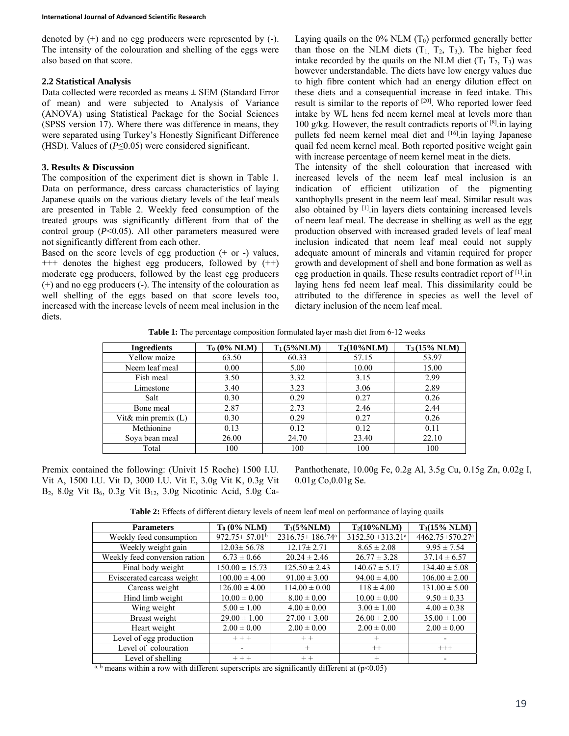denoted by (+) and no egg producers were represented by (-). The intensity of the colouration and shelling of the eggs were also based on that score.

### 2.2 Statistical Analysis

Data collected were recorded as means ± SEM (Standard Error of mean) and were subjected to Analysis of Variance (ANOVA) using Statistical Package for the Social Sciences (SPSS version 17). Where there was difference in means, they were separated using Turkey's Honestly Significant Difference (HSD). Values of ($P \leq 0.05$) were considered significant.

## 3. Results & Discussion

The composition of the experiment diet is shown in Table 1. Data on performance, dress carcass characteristics of laying Japanese quails on the various dietary levels of the leaf meals are presented in Table 2. Weekly feed consumption of the treated groups was significantly different from that of the control group ($P<0.05$). All other parameters measured were not significantly different from each other.

Based on the score levels of egg production (+ or -) values, +++ denotes the highest egg producers, followed by (++) moderate egg producers, followed by the least egg producers (+) and no egg producers (-). The intensity of the colouration as well shelling of the eggs based on that score levels too, increased with the increase levels of neem meal inclusion in the diets.

Laying quails on the 0% NLM ($T_0$) performed generally better than those on the NLM diets ($T_1$, $T_2$, $T_3$). The higher feed intake recorded by the quails on the NLM diet ($T_1$ $T_2$, $T_3$) was however understandable. The diets have low energy values due to high fibre content which had an energy dilution effect on these diets and a consequential increase in feed intake. This result is similar to the reports of [20]. Who reported lower feed intake by WL hens fed neem kernel meal at levels more than 100 g/kg. However, the result contradicts reports of [8].in laying pullets fed neem kernel meal diet and [16].in laying Japanese quail fed neem kernel meal. Both reported positive weight gain with increase percentage of neem kernel meat in the diets.

The intensity of the shell colouration that increased with increased levels of the neem leaf meal inclusion is an indication of efficient utilization of the pigmenting xanthophylls present in the neem leaf meal. Similar result was also obtained by [1].in layers diets containing increased levels of neem leaf meal. The decrease in shelling as well as the egg production observed with increased graded levels of leaf meal inclusion indicated that neem leaf meal could not supply adequate amount of minerals and vitamin required for proper growth and development of shell and bone formation as well as egg production in quails. These results contradict report of [1].in laying hens fed neem leaf meal. This dissimilarity could be attributed to the difference in species as well the level of dietary inclusion of the neem leaf meal.

**Table 1:** The percentage composition formulated layer mash diet from 6-12 weeks

| Ingredients | $T_0$ (0% NLM) | $T_1$ (5%NLM) | $T_2$(10%NLM) | $T_3$ (15% NLM) |
|---|---|---|---|---|
| Yellow maize | 63.50 | 60.33 | 57.15 | 53.97 |
| Neem leaf meal | 0.00 | 5.00 | 10.00 | 15.00 |
| Fish meal | 3.50 | 3.32 | 3.15 | 2.99 |
| Limestone | 3.40 | 3.23 | 3.06 | 2.89 |
| Salt | 0.30 | 0.29 | 0.27 | 0.26 |
| Bone meal | 2.87 | 2.73 | 2.46 | 2.44 |
| Vit& min premix (L) | 0.30 | 0.29 | 0.27 | 0.26 |
| Methionine | 0.13 | 0.12 | 0.12 | 0.11 |
| Soya bean meal | 26.00 | 24.70 | 23.40 | 22.10 |
| Total | 100 | 100 | 100 | 100 |

Premix contained the following: (Univit 15 Roche) 1500 I.U. Vit A, 1500 I.U. Vit D, 3000 I.U. Vit E, 3.0g Vit K, 0.3g Vit $B_2$, 8.0g Vit $B_6$, 0.3g Vit $B_{12}$, 3.0g Nicotinic Acid, 5.0g Ca-Panthothenate, 10.00g Fe, 0.2g Al, 3.5g Cu, 0.15g Zn, 0.02g I, 0.01g Co,0.01g Se.

**Table 2:** Effects of different dietary levels of neem leaf meal on performance of laying quails

| Parameters | $T_0$ (0% NLM) | $T_1$(5%NLM) | $T_2$(10%NLM) | $T_3$(15% NLM) |
|---|---|---|---|---|
| Weekly feed consumption | 972.75± 57.01[b] | 2316.75± 186.74[a] | 3152.50 ±313.21[a] | 4462.75±570.27[a] |
| Weekly weight gain | 12.03± 56.78 | 12.17± 2.71 | 8.65 ± 2.08 | 9.95 ± 7.54 |
| Weekly feed conversion ration | 6.73 ± 0.66 | 20.24 ± 2.46 | 26.77 ± 3.28 | 37.14 ± 6.57 |
| Final body weight | 150.00 ± 15.73 | 125.50 ± 2.43 | 140.67 ± 5.17 | 134.40 ± 5.08 |
| Eviscerated carcass weight | 100.00 ± 4.00 | 91.00 ± 3.00 | 94.00 ± 4.00 | 106.00 ± 2.00 |
| Carcass weight | 126.00 ± 4.00 | 114.00 ± 0.00 | 118 ± 4.00 | 131.00 ± 5.00 |
| Hind limb weight | 10.00 ± 0.00 | 8.00 ± 0.00 | 10.00 ± 0.00 | 9.50 ± 0.33 |
| Wing weight | 5.00 ± 1.00 | 4.00 ± 0.00 | 3.00 ± 1.00 | 4.00 ± 0.38 |
| Breast weight | 29.00 ± 1.00 | 27.00 ± 3.00 | 26.00 ± 2.00 | 35.00 ± 1.00 |
| Heart weight | 2.00 ± 0.00 | 2.00 ± 0.00 | 2.00 ± 0.00 | 2.00 ± 0.00 |
| Level of egg production | + + + | + + | + | - |
| Level of colouration | - | + | ++ | +++ |
| Level of shelling | + + + | + + | + | - |

[a, b] means within a row with different superscripts are significantly different at ($p<0.05$)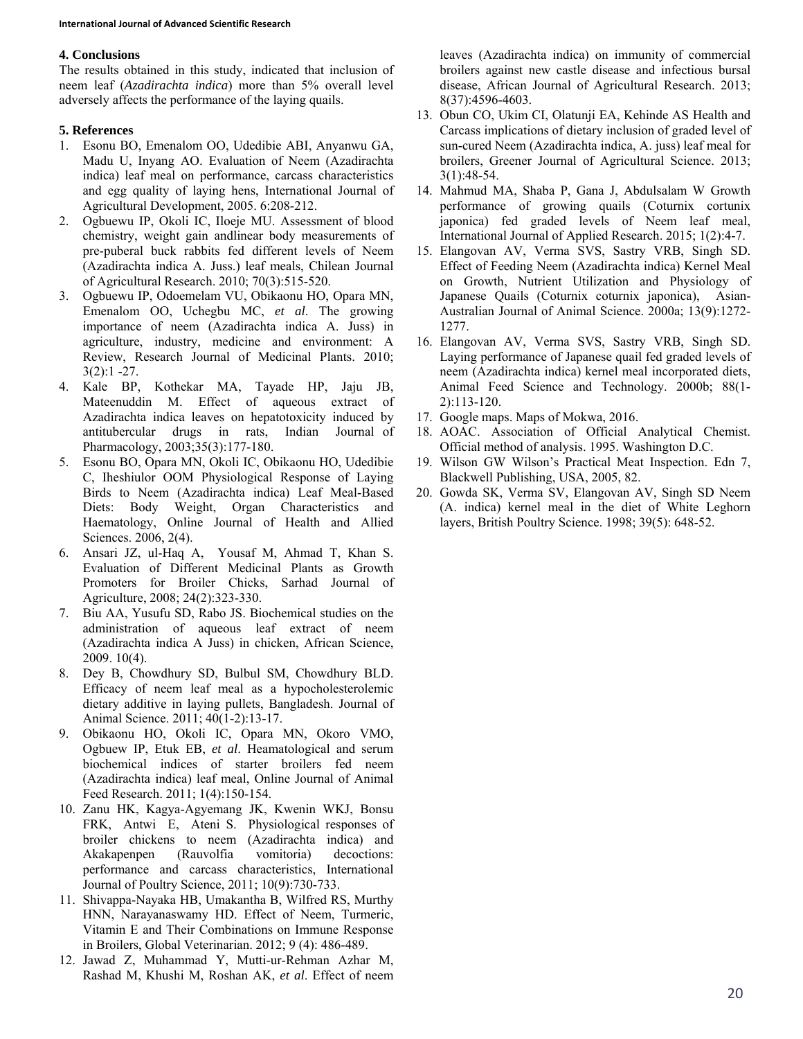## 4. Conclusions

The results obtained in this study, indicated that inclusion of neem leaf (*Azadirachta indica*) more than 5% overall level adversely affects the performance of the laying quails.

## 5. References

1. Esonu BO, Emenalom OO, Udedibie ABI, Anyanwu GA, Madu U, Inyang AO. Evaluation of Neem (Azadirachta indica) leaf meal on performance, carcass characteristics and egg quality of laying hens, International Journal of Agricultural Development, 2005. 6:208-212.
2. Ogbuewu IP, Okoli IC, Iloeje MU. Assessment of blood chemistry, weight gain andlinear body measurements of pre-puberal buck rabbits fed different levels of Neem (Azadirachta indica A. Juss.) leaf meals, Chilean Journal of Agricultural Research. 2010; 70(3):515-520.
3. Ogbuewu IP, Odoemelam VU, Obikaonu HO, Opara MN, Emenalom OO, Uchegbu MC, *et al*. The growing importance of neem (Azadirachta indica A. Juss) in agriculture, industry, medicine and environment: A Review, Research Journal of Medicinal Plants. 2010; 3(2):1 -27.
4. Kale BP, Kothekar MA, Tayade HP, Jaju JB, Mateenuddin M. Effect of aqueous extract of Azadirachta indica leaves on hepatotoxicity induced by antitubercular drugs in rats, Indian Journal of Pharmacology, 2003;35(3):177-180.
5. Esonu BO, Opara MN, Okoli IC, Obikaonu HO, Udedibie C, Iheshiulor OOM Physiological Response of Laying Birds to Neem (Azadirachta indica) Leaf Meal-Based Diets: Body Weight, Organ Characteristics and Haematology, Online Journal of Health and Allied Sciences. 2006, 2(4).
6. Ansari JZ, ul-Haq A, Yousaf M, Ahmad T, Khan S. Evaluation of Different Medicinal Plants as Growth Promoters for Broiler Chicks, Sarhad Journal of Agriculture, 2008; 24(2):323-330.
7. Biu AA, Yusufu SD, Rabo JS. Biochemical studies on the administration of aqueous leaf extract of neem (Azadirachta indica A Juss) in chicken, African Science, 2009. 10(4).
8. Dey B, Chowdhury SD, Bulbul SM, Chowdhury BLD. Efficacy of neem leaf meal as a hypocholesterolemic dietary additive in laying pullets, Bangladesh. Journal of Animal Science. 2011; 40(1-2):13-17.
9. Obikaonu HO, Okoli IC, Opara MN, Okoro VMO, Ogbuew IP, Etuk EB, *et al*. Heamatological and serum biochemical indices of starter broilers fed neem (Azadirachta indica) leaf meal, Online Journal of Animal Feed Research. 2011; 1(4):150-154.
10. Zanu HK, Kagya-Agyemang JK, Kwenin WKJ, Bonsu FRK, Antwi E, Ateni S. Physiological responses of broiler chickens to neem (Azadirachta indica) and Akakapenpen (Rauvolfia vomitoria) decoctions: performance and carcass characteristics, International Journal of Poultry Science, 2011; 10(9):730-733.
11. Shivappa-Nayaka HB, Umakantha B, Wilfred RS, Murthy HNN, Narayanaswamy HD. Effect of Neem, Turmeric, Vitamin E and Their Combinations on Immune Response in Broilers, Global Veterinarian. 2012; 9 (4): 486-489.
12. Jawad Z, Muhammad Y, Mutti-ur-Rehman Azhar M, Rashad M, Khushi M, Roshan AK, *et al*. Effect of neem leaves (Azadirachta indica) on immunity of commercial broilers against new castle disease and infectious bursal disease, African Journal of Agricultural Research. 2013; 8(37):4596-4603.
13. Obun CO, Ukim CI, Olatunji EA, Kehinde AS Health and Carcass implications of dietary inclusion of graded level of sun-cured Neem (Azadirachta indica, A. juss) leaf meal for broilers, Greener Journal of Agricultural Science. 2013; 3(1):48-54.
14. Mahmud MA, Shaba P, Gana J, Abdulsalam W Growth performance of growing quails (Coturnix cortunix japonica) fed graded levels of Neem leaf meal, International Journal of Applied Research. 2015; 1(2):4-7.
15. Elangovan AV, Verma SVS, Sastry VRB, Singh SD. Effect of Feeding Neem (Azadirachta indica) Kernel Meal on Growth, Nutrient Utilization and Physiology of Japanese Quails (Coturnix coturnix japonica), Asian-Australian Journal of Animal Science. 2000a; 13(9):1272-1277.
16. Elangovan AV, Verma SVS, Sastry VRB, Singh SD. Laying performance of Japanese quail fed graded levels of neem (Azadirachta indica) kernel meal incorporated diets, Animal Feed Science and Technology. 2000b; 88(1-2):113-120.
17. Google maps. Maps of Mokwa, 2016.
18. AOAC. Association of Official Analytical Chemist. Official method of analysis. 1995. Washington D.C.
19. Wilson GW Wilson's Practical Meat Inspection. Edn 7, Blackwell Publishing, USA, 2005, 82.
20. Gowda SK, Verma SV, Elangovan AV, Singh SD Neem (A. indica) kernel meal in the diet of White Leghorn layers, British Poultry Science. 1998; 39(5): 648-52.